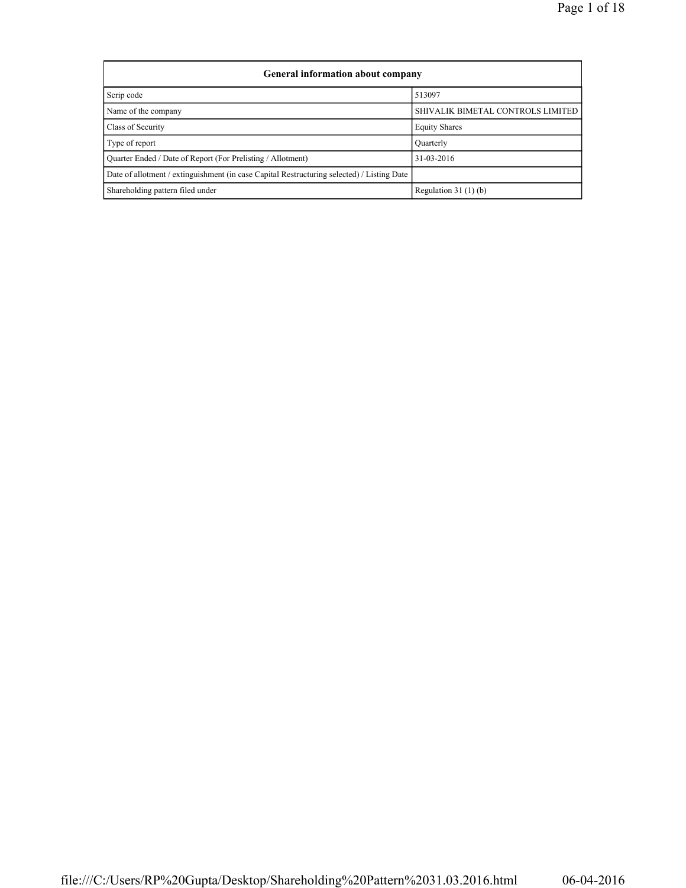| General information about company | |
|---|---|
| Scrip code | 513097 |
| Name of the company | SHIVALIK BIMETAL CONTROLS LIMITED |
| Class of Security | Equity Shares |
| Type of report | Quarterly |
| Quarter Ended / Date of Report (For Prelisting / Allotment) | 31-03-2016 |
| Date of allotment / extinguishment (in case Capital Restructuring selected) / Listing Date | |
| Shareholding pattern filed under | Regulation 31 (1) (b) |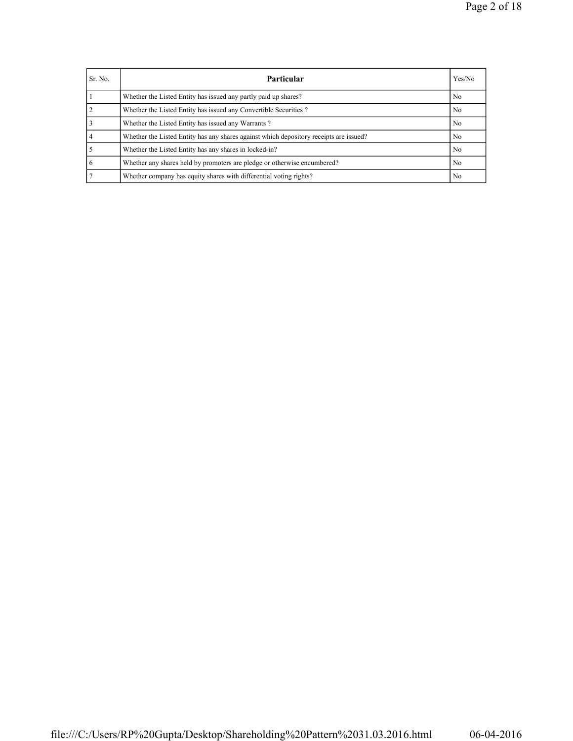| Sr. No. | **Particular** | Yes/No |
| --- | --- | --- |
| 1 | Whether the Listed Entity has issued any partly paid up shares? | No |
| 2 | Whether the Listed Entity has issued any Convertible Securities ? | No |
| 3 | Whether the Listed Entity has issued any Warrants ? | No |
| 4 | Whether the Listed Entity has any shares against which depository receipts are issued? | No |
| 5 | Whether the Listed Entity has any shares in locked-in? | No |
| 6 | Whether any shares held by promoters are pledge or otherwise encumbered? | No |
| 7 | Whether company has equity shares with differential voting rights? | No |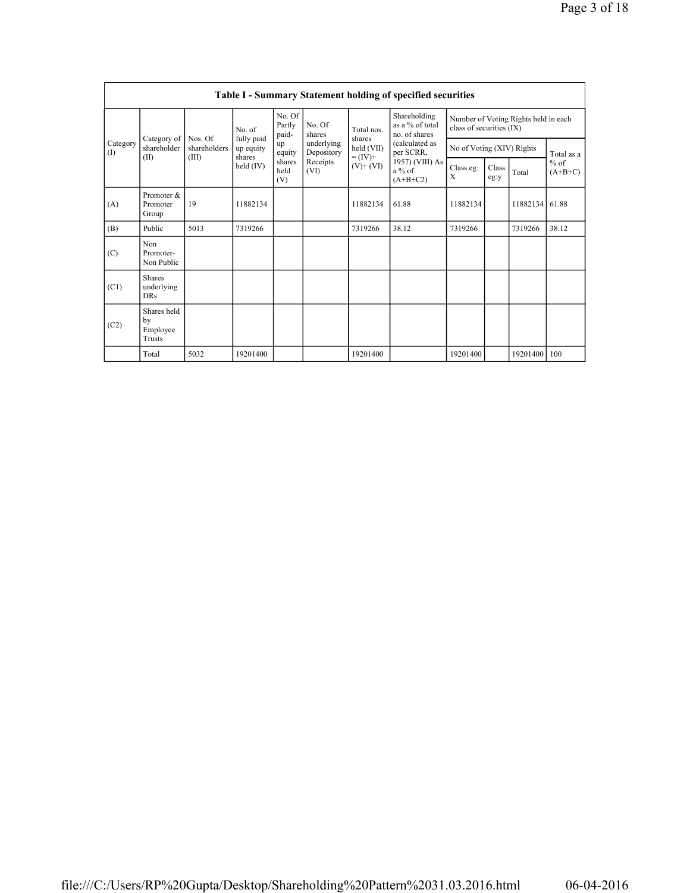Table I - Summary Statement holding of specified securities

| Category (I) | Category of shareholder (II) | Nos. Of shareholders (III) | No. of fully paid up equity shares held (IV) | No. Of Partly paid-up equity shares held (V) | No. Of shares underlying Depository Receipts (VI) | Total nos. shares held (VII) = (IV)+ (V)+ (VI) | Shareholding as a % of total no. of shares (calculated as per SCRR, 1957) (VIII) As a % of (A+B+C2) | Number of Voting Rights held in each class of securities (IX) | | | |
|---|---|---|---|---|---|---|---|---|---|---|---|
| | | | | | | | | No of Voting (XIV) Rights | | | Total as a % of (A+B+C) |
| | | | | | | | | Class eg: X | Class eg:y | Total | |
| (A) | Promoter & Promoter Group | 19 | 11882134 | | | 11882134 | 61.88 | 11882134 | | 11882134 | 61.88 |
| (B) | Public | 5013 | 7319266 | | | 7319266 | 38.12 | 7319266 | | 7319266 | 38.12 |
| (C) | Non Promoter- Non Public | | | | | | | | | | |
| (C1) | Shares underlying DRs | | | | | | | | | | |
| (C2) | Shares held by Employee Trusts | | | | | | | | | | |
| | Total | 5032 | 19201400 | | | 19201400 | | 19201400 | | 19201400 | 100 |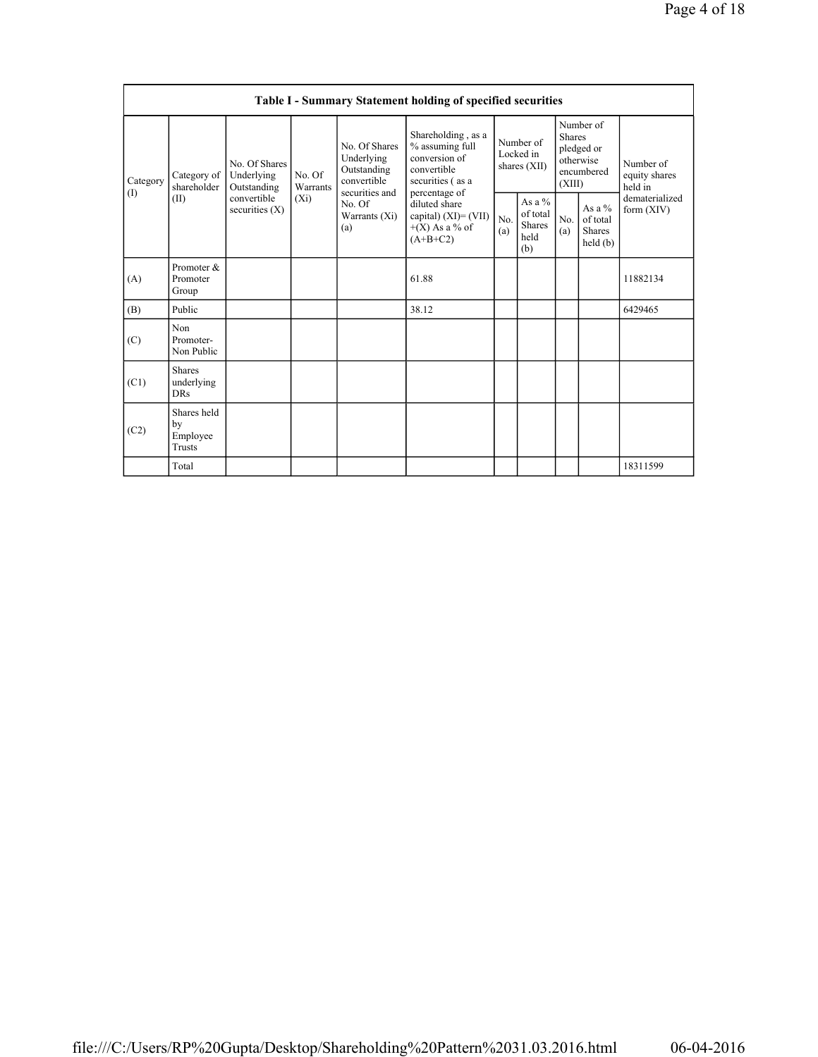| Table I - Summary Statement holding of specified securities | | | | | | | | | | |
|---|---|---|---|---|---|---|---|---|---|---|
| Category (I) | Category of shareholder (II) | No. Of Shares Underlying Outstanding convertible securities (X) | No. Of Warrants (Xi) | No. Of Shares Underlying Outstanding convertible securities and No. Of Warrants (Xi) (a) | Shareholding , as a % assuming full conversion of convertible securities ( as a percentage of diluted share capital) (XI)= (VII)+(X) As a % of (A+B+C2) | Number of Locked in shares (XII) | | Number of Shares pledged or otherwise encumbered (XIII) | | Number of equity shares held in dematerialized form (XIV) |
| | | | | | | No. (a) | As a % of total Shares held (b) | No. (a) | As a % of total Shares held (b) | |
| (A) | Promoter & Promoter Group | | | | 61.88 | | | | | 11882134 |
| (B) | Public | | | | 38.12 | | | | | 6429465 |
| (C) | Non Promoter- Non Public | | | | | | | | | |
| (C1) | Shares underlying DRs | | | | | | | | | |
| (C2) | Shares held by Employee Trusts | | | | | | | | | |
| | Total | | | | | | | | | 18311599 |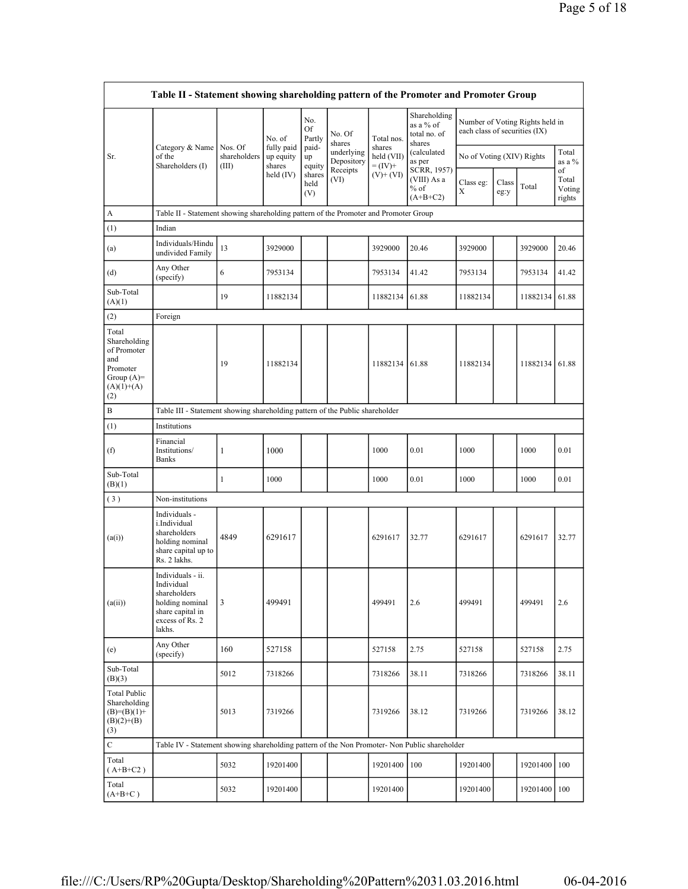**Table II - Statement showing shareholding pattern of the Promoter and Promoter Group**

| Sr. | Category & Name of the Shareholders (I) | Nos. Of shareholders (III) | No. of fully paid up equity shares held (IV) | No. Of Partly paid-up equity shares held (V) | No. Of shares underlying Depository Receipts (VI) | Total nos. shares held (VII) = (IV)+ (V)+ (VI) | Shareholding as a % of total no. of shares (calculated as per SCRR, 1957) (VIII) As a % of (A+B+C2) | Number of Voting Rights held in each class of securities (IX) | | | |
|---|---|---|---|---|---|---|---|---|---|---|---|
| | | | | | | | | No of Voting (XIV) Rights | | | Total as a % of Total Voting rights |
| | | | | | | | | Class eg: X | Class eg:y | Total | |
| A | Table II - Statement showing shareholding pattern of the Promoter and Promoter Group | | | | | | | | | | |
| (1) | Indian | | | | | | | | | | |
| (a) | Individuals/Hindu undivided Family | 13 | 3929000 | | | 3929000 | 20.46 | 3929000 | | 3929000 | 20.46 |
| (d) | Any Other (specify) | 6 | 7953134 | | | 7953134 | 41.42 | 7953134 | | 7953134 | 41.42 |
| Sub-Total (A)(1) | | 19 | 11882134 | | | 11882134 | 61.88 | 11882134 | | 11882134 | 61.88 |
| (2) | Foreign | | | | | | | | | | |
| Total Shareholding of Promoter and Promoter Group (A)=(A)(1)+(A)(2) | | 19 | 11882134 | | | 11882134 | 61.88 | 11882134 | | 11882134 | 61.88 |
| B | Table III - Statement showing shareholding pattern of the Public shareholder | | | | | | | | | | |
| (1) | Institutions | | | | | | | | | | |
| (f) | Financial Institutions/ Banks | 1 | 1000 | | | 1000 | 0.01 | 1000 | | 1000 | 0.01 |
| Sub-Total (B)(1) | | 1 | 1000 | | | 1000 | 0.01 | 1000 | | 1000 | 0.01 |
| (3) | Non-institutions | | | | | | | | | | |
| (a(i)) | Individuals - i.Individual shareholders holding nominal share capital up to Rs. 2 lakhs. | 4849 | 6291617 | | | 6291617 | 32.77 | 6291617 | | 6291617 | 32.77 |
| (a(ii)) | Individuals - ii. Individual shareholders holding nominal share capital in excess of Rs. 2 lakhs. | 3 | 499491 | | | 499491 | 2.6 | 499491 | | 499491 | 2.6 |
| (e) | Any Other (specify) | 160 | 527158 | | | 527158 | 2.75 | 527158 | | 527158 | 2.75 |
| Sub-Total (B)(3) | | 5012 | 7318266 | | | 7318266 | 38.11 | 7318266 | | 7318266 | 38.11 |
| Total Public Shareholding (B)=(B)(1)+(B)(2)+(B)(3) | | 5013 | 7319266 | | | 7319266 | 38.12 | 7319266 | | 7319266 | 38.12 |
| C | Table IV - Statement showing shareholding pattern of the Non Promoter- Non Public shareholder | | | | | | | | | | |
| Total ( A+B+C2 ) | | 5032 | 19201400 | | | 19201400 | 100 | 19201400 | | 19201400 | 100 |
| Total (A+B+C ) | | 5032 | 19201400 | | | 19201400 | | 19201400 | | 19201400 | 100 |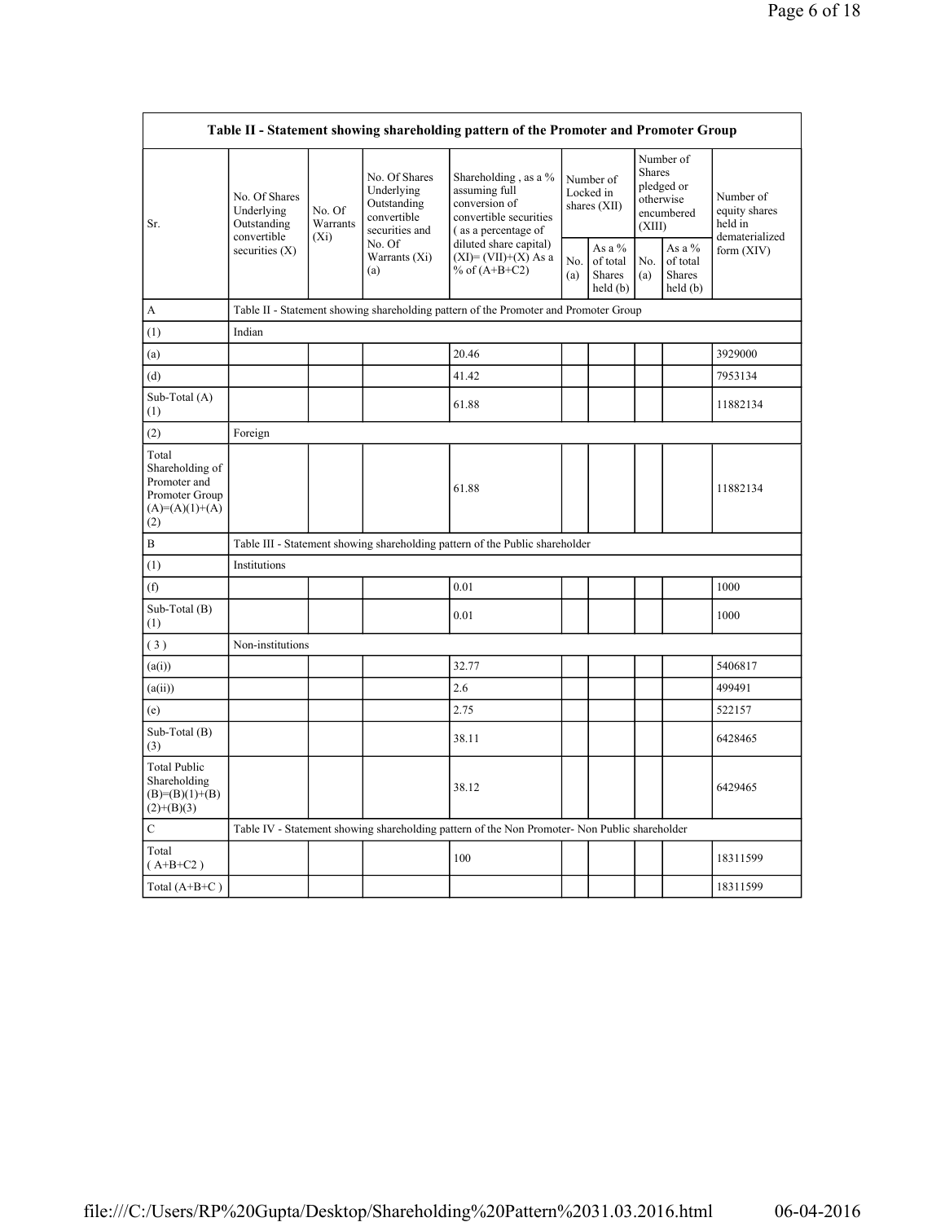| Table II - Statement showing shareholding pattern of the Promoter and Promoter Group | | | | | | | | | |
|---|---|---|---|---|---|---|---|---|---|
| Sr. | No. Of Shares Underlying Outstanding convertible securities (X) | No. Of Warrants (Xi) | No. Of Shares Underlying Outstanding convertible securities and No. Of Warrants (Xi) (a) | Shareholding , as a % assuming full conversion of convertible securities ( as a percentage of diluted share capital) (XI)= (VII)+(X) As a % of (A+B+C2) | Number of Locked in shares (XII) | | Number of Shares pledged or otherwise encumbered (XIII) | | Number of equity shares held in dematerialized form (XIV) |
| | | | | | No. (a) | As a % of total Shares held (b) | No. (a) | As a % of total Shares held (b) | |
| A | Table II - Statement showing shareholding pattern of the Promoter and Promoter Group | | | | | | | | |
| (1) | Indian | | | | | | | | |
| (a) | | | | 20.46 | | | | | 3929000 |
| (d) | | | | 41.42 | | | | | 7953134 |
| Sub-Total (A) (1) | | | | 61.88 | | | | | 11882134 |
| (2) | Foreign | | | | | | | | |
| Total Shareholding of Promoter and Promoter Group (A)=(A)(1)+(A)(2) | | | | 61.88 | | | | | 11882134 |
| B | Table III - Statement showing shareholding pattern of the Public shareholder | | | | | | | | |
| (1) | Institutions | | | | | | | | |
| (f) | | | | 0.01 | | | | | 1000 |
| Sub-Total (B) (1) | | | | 0.01 | | | | | 1000 |
| ( 3 ) | Non-institutions | | | | | | | | |
| (a(i)) | | | | 32.77 | | | | | 5406817 |
| (a(ii)) | | | | 2.6 | | | | | 499491 |
| (e) | | | | 2.75 | | | | | 522157 |
| Sub-Total (B) (3) | | | | 38.11 | | | | | 6428465 |
| Total Public Shareholding (B)=(B)(1)+(B)(2)+(B)(3) | | | | 38.12 | | | | | 6429465 |
| C | Table IV - Statement showing shareholding pattern of the Non Promoter- Non Public shareholder | | | | | | | | |
| Total ( A+B+C2 ) | | | | 100 | | | | | 18311599 |
| Total (A+B+C ) | | | | | | | | | 18311599 |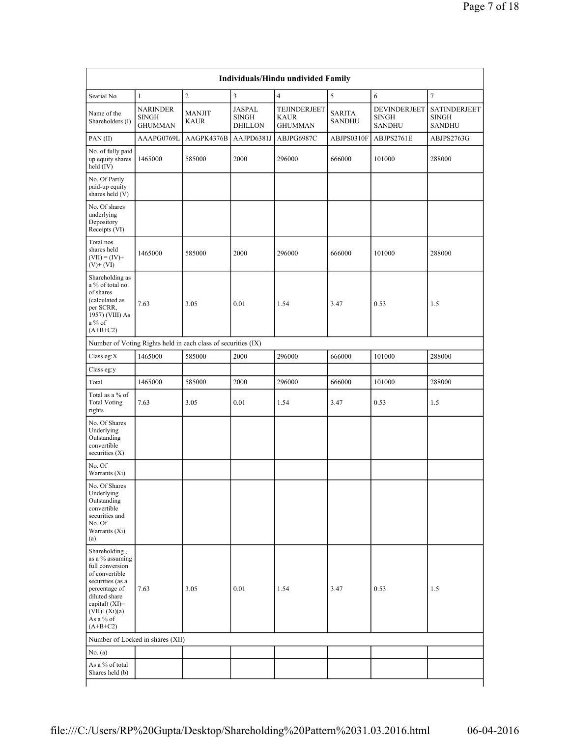| Individuals/Hindu undivided Family | | | | | | | |
|---|---|---|---|---|---|---|---|
| Searial No. | 1 | 2 | 3 | 4 | 5 | 6 | 7 |
| Name of the Shareholders (I) | NARINDER SINGH GHUMMAN | MANJIT KAUR | JASPAL SINGH DHILLON | TEJINDERJEET KAUR GHUMMAN | SARITA SANDHU | DEVINDERJEET SINGH SANDHU | SATINDERJEET SINGH SANDHU |
| PAN (II) | AAAPG0769L | AAGPK4376B | AAJPD6381J | ABJPG6987C | ABJPS0310F | ABJPS2761E | ABJPS2763G |
| No. of fully paid up equity shares held (IV) | 1465000 | 585000 | 2000 | 296000 | 666000 | 101000 | 288000 |
| No. Of Partly paid-up equity shares held (V) | | | | | | | |
| No. Of shares underlying Depository Receipts (VI) | | | | | | | |
| Total nos. shares held (VII) = (IV)+ (V)+ (VI) | 1465000 | 585000 | 2000 | 296000 | 666000 | 101000 | 288000 |
| Shareholding as a % of total no. of shares (calculated as per SCRR, 1957) (VIII) As a % of (A+B+C2) | 7.63 | 3.05 | 0.01 | 1.54 | 3.47 | 0.53 | 1.5 |
| Number of Voting Rights held in each class of securities (IX) | | | | | | | |
| Class eg:X | 1465000 | 585000 | 2000 | 296000 | 666000 | 101000 | 288000 |
| Class eg:y | | | | | | | |
| Total | 1465000 | 585000 | 2000 | 296000 | 666000 | 101000 | 288000 |
| Total as a % of Total Voting rights | 7.63 | 3.05 | 0.01 | 1.54 | 3.47 | 0.53 | 1.5 |
| No. Of Shares Underlying Outstanding convertible securities (X) | | | | | | | |
| No. Of Warrants (Xi) | | | | | | | |
| No. Of Shares Underlying Outstanding convertible securities and No. Of Warrants (Xi) (a) | | | | | | | |
| Shareholding , as a % assuming full conversion of convertible securities (as a percentage of diluted share capital) (XI)= (VII)+(Xi)(a) As a % of (A+B+C2) | 7.63 | 3.05 | 0.01 | 1.54 | 3.47 | 0.53 | 1.5 |
| Number of Locked in shares (XII) | | | | | | | |
| No. (a) | | | | | | | |
| As a % of total Shares held (b) | | | | | | | |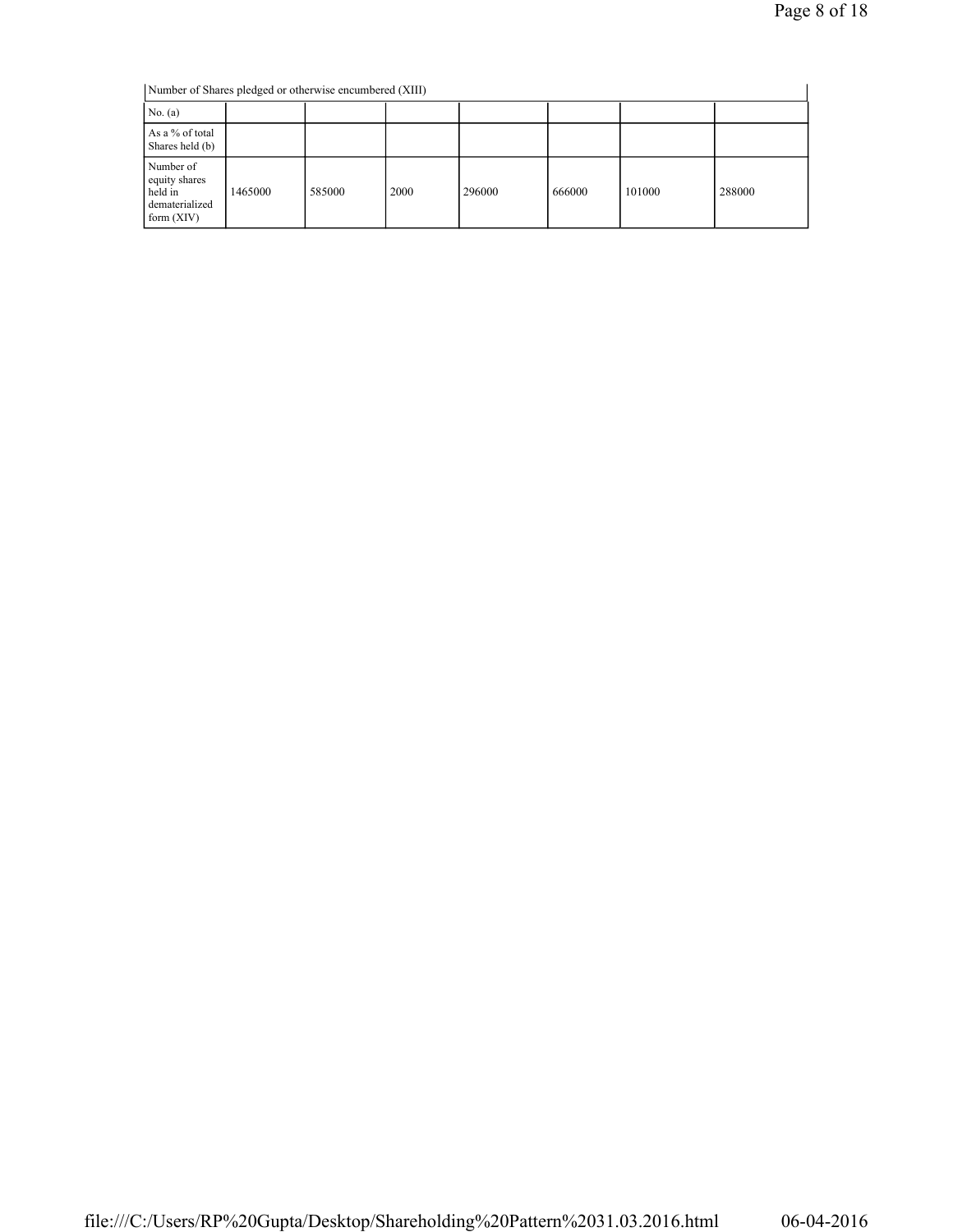| Number of Shares pledged or otherwise encumbered (XIII) | | | | | | | |
|---|---|---|---|---|---|---|---|
| No. (a) | | | | | | | |
| As a % of total Shares held (b) | | | | | | | |
| Number of equity shares held in dematerialized form (XIV) | 1465000 | 585000 | 2000 | 296000 | 666000 | 101000 | 288000 |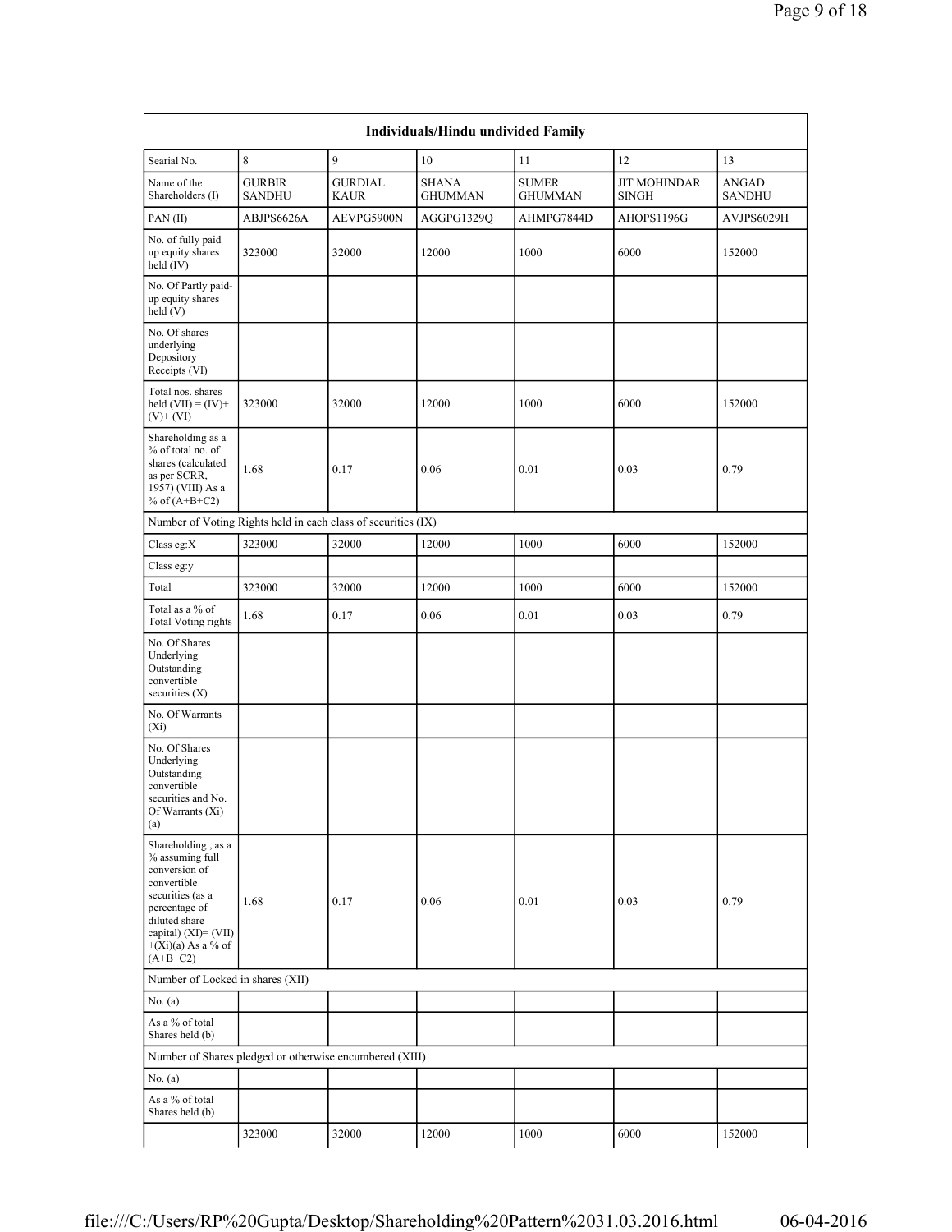| Individuals/Hindu undivided Family | | | | | | |
|---|---|---|---|---|---|---|
| Searial No. | 8 | 9 | 10 | 11 | 12 | 13 |
| Name of the Shareholders (I) | GURBIR SANDHU | GURDIAL KAUR | SHANA GHUMMAN | SUMER GHUMMAN | JIT MOHINDAR SINGH | ANGAD SANDHU |
| PAN (II) | ABJPS6626A | AEVPG5900N | AGGPG1329Q | AHMPG7844D | AHOPS1196G | AVJPS6029H |
| No. of fully paid up equity shares held (IV) | 323000 | 32000 | 12000 | 1000 | 6000 | 152000 |
| No. Of Partly paid-up equity shares held (V) | | | | | | |
| No. Of shares underlying Depository Receipts (VI) | | | | | | |
| Total nos. shares held (VII) = (IV)+ (V)+ (VI) | 323000 | 32000 | 12000 | 1000 | 6000 | 152000 |
| Shareholding as a % of total no. of shares (calculated as per SCRR, 1957) (VIII) As a % of (A+B+C2) | 1.68 | 0.17 | 0.06 | 0.01 | 0.03 | 0.79 |
| Number of Voting Rights held in each class of securities (IX) | | | | | | |
| Class eg:X | 323000 | 32000 | 12000 | 1000 | 6000 | 152000 |
| Class eg:y | | | | | | |
| Total | 323000 | 32000 | 12000 | 1000 | 6000 | 152000 |
| Total as a % of Total Voting rights | 1.68 | 0.17 | 0.06 | 0.01 | 0.03 | 0.79 |
| No. Of Shares Underlying Outstanding convertible securities (X) | | | | | | |
| No. Of Warrants (Xi) | | | | | | |
| No. Of Shares Underlying Outstanding convertible securities and No. Of Warrants (Xi) (a) | | | | | | |
| Shareholding , as a % assuming full conversion of convertible securities (as a percentage of diluted share capital) (XI)= (VII) +(Xi)(a) As a % of (A+B+C2) | 1.68 | 0.17 | 0.06 | 0.01 | 0.03 | 0.79 |
| Number of Locked in shares (XII) | | | | | | |
| No. (a) | | | | | | |
| As a % of total Shares held (b) | | | | | | |
| Number of Shares pledged or otherwise encumbered (XIII) | | | | | | |
| No. (a) | | | | | | |
| As a % of total Shares held (b) | | | | | | |
| | 323000 | 32000 | 12000 | 1000 | 6000 | 152000 |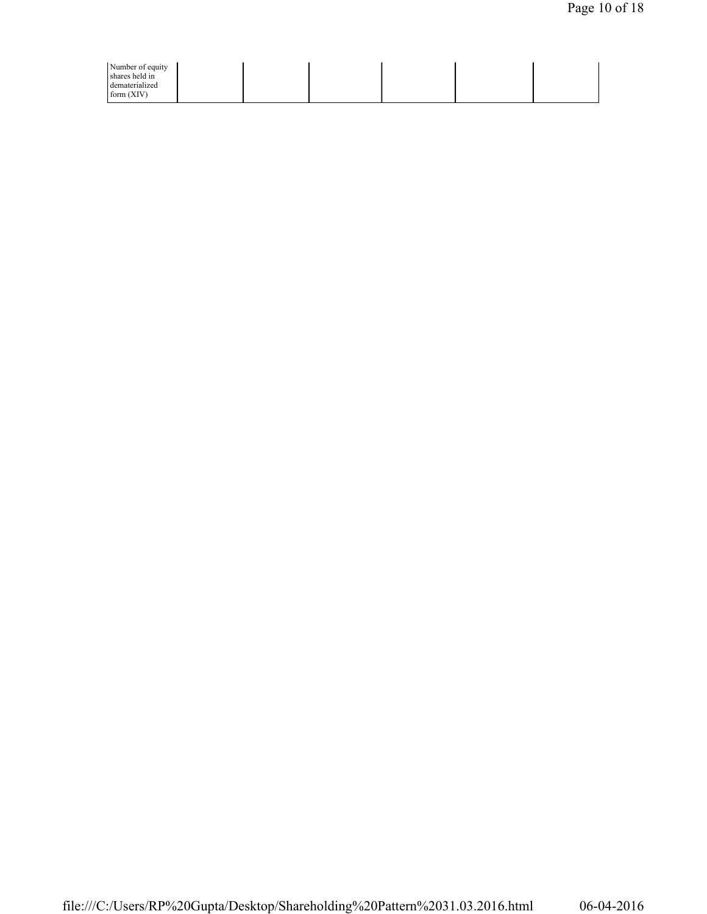| Number of equity shares held in dematerialized form (XIV) | | | | | | |
|---|---|---|---|---|---|---|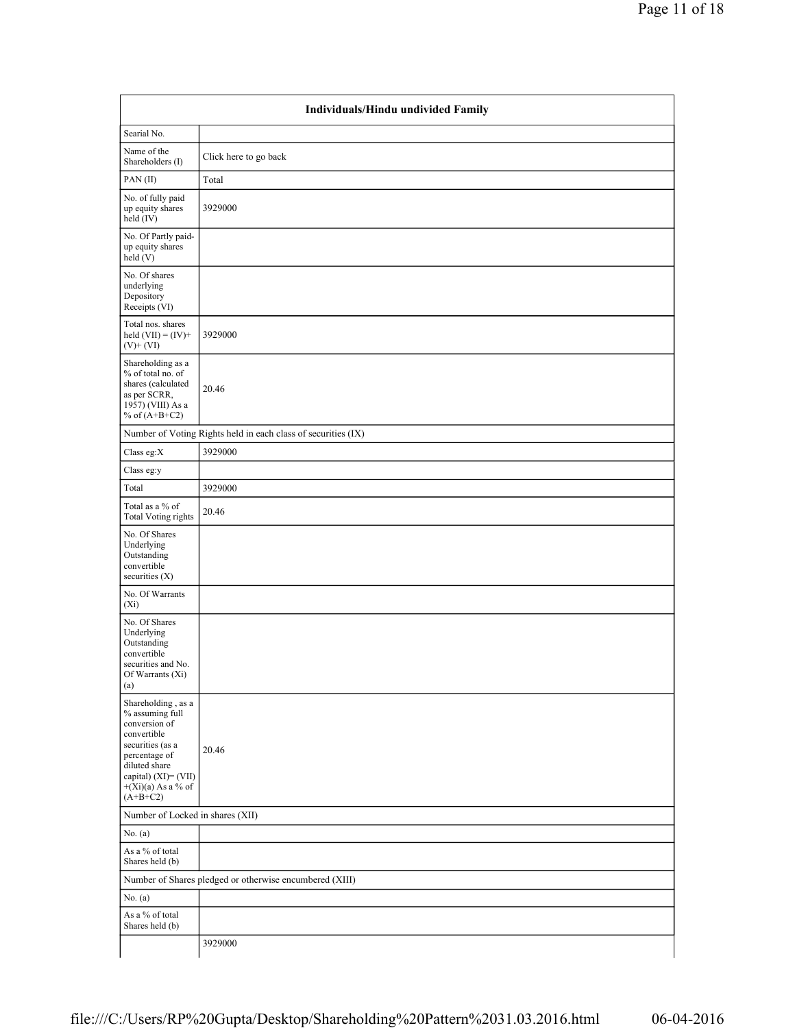| Individuals/Hindu undivided Family | |
|---|---|
| Searial No. | |
| Name of the Shareholders (I) | Click here to go back |
| PAN (II) | Total |
| No. of fully paid up equity shares held (IV) | 3929000 |
| No. Of Partly paid-up equity shares held (V) | |
| No. Of shares underlying Depository Receipts (VI) | |
| Total nos. shares held (VII) = (IV)+ (V)+ (VI) | 3929000 |
| Shareholding as a % of total no. of shares (calculated as per SCRR, 1957) (VIII) As a % of (A+B+C2) | 20.46 |
| Number of Voting Rights held in each class of securities (IX) | |
| Class eg:X | 3929000 |
| Class eg:y | |
| Total | 3929000 |
| Total as a % of Total Voting rights | 20.46 |
| No. Of Shares Underlying Outstanding convertible securities (X) | |
| No. Of Warrants (Xi) | |
| No. Of Shares Underlying Outstanding convertible securities and No. Of Warrants (Xi) (a) | |
| Shareholding , as a % assuming full conversion of convertible securities (as a percentage of diluted share capital) (XI)= (VII) +(Xi)(a) As a % of (A+B+C2) | 20.46 |
| Number of Locked in shares (XII) | |
| No. (a) | |
| As a % of total Shares held (b) | |
| Number of Shares pledged or otherwise encumbered (XIII) | |
| No. (a) | |
| As a % of total Shares held (b) | |
| | 3929000 |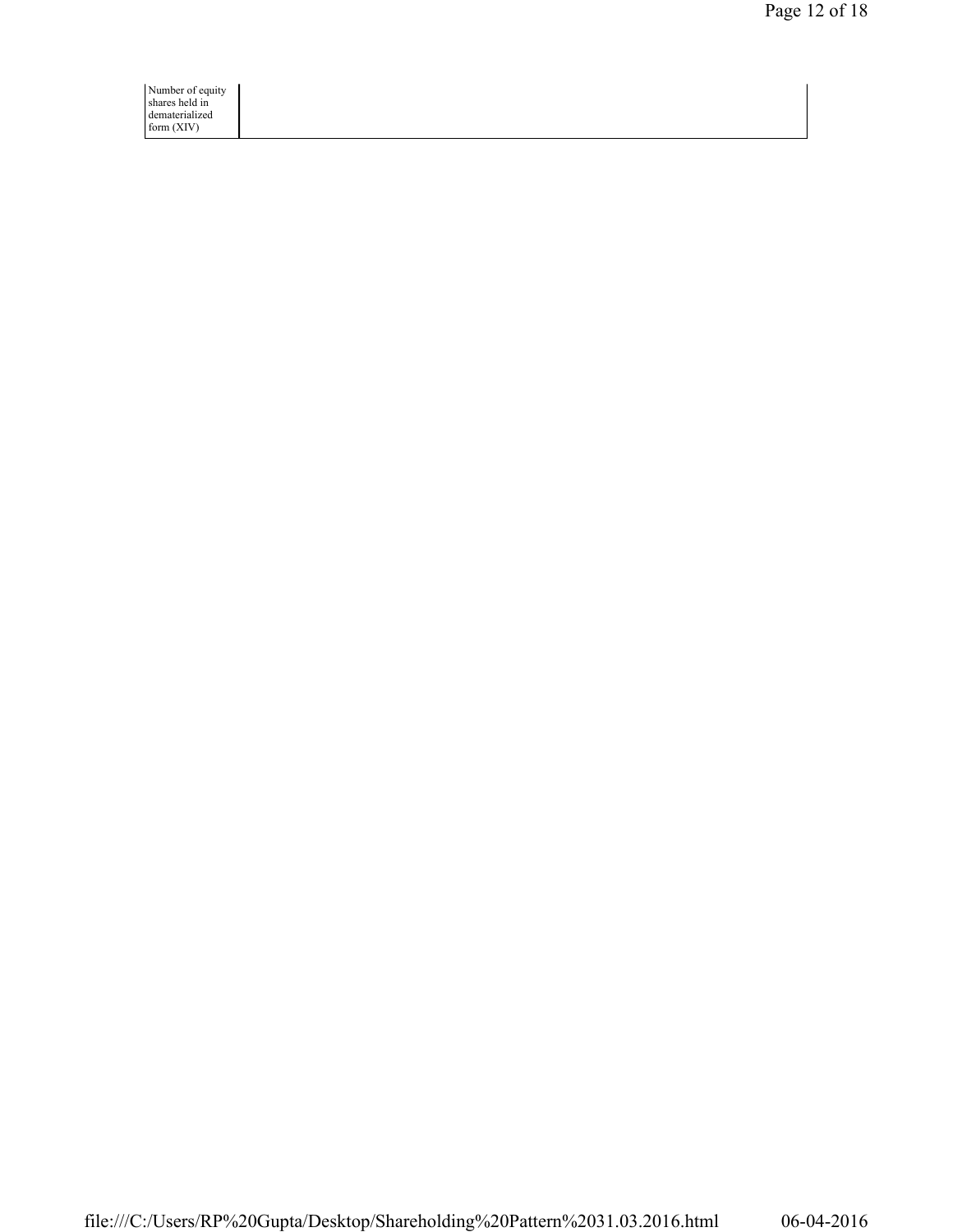| Number of equity shares held in dematerialized form (XIV) | |
|---|---|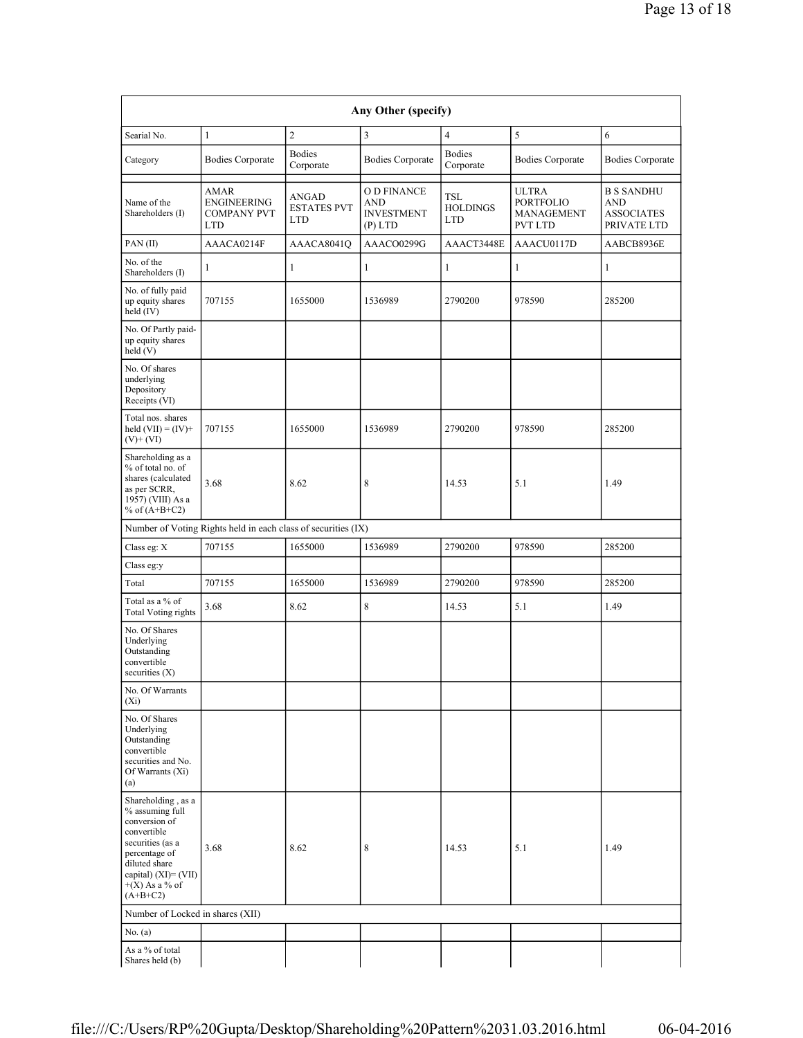| Any Other (specify) | | | | | | |
|---|---|---|---|---|---|---|
| Searial No. | 1 | 2 | 3 | 4 | 5 | 6 |
| Category | Bodies Corporate | Bodies Corporate | Bodies Corporate | Bodies Corporate | Bodies Corporate | Bodies Corporate |
| Name of the Shareholders (I) | AMAR ENGINEERING COMPANY PVT LTD | ANGAD ESTATES PVT LTD | O D FINANCE AND INVESTMENT (P) LTD | TSL HOLDINGS LTD | ULTRA PORTFOLIO MANAGEMENT PVT LTD | B S SANDHU AND ASSOCIATES PRIVATE LTD |
| PAN (II) | AAACA0214F | AAACA8041Q | AAACO0299G | AAACT3448E | AAACU0117D | AABCB8936E |
| No. of the Shareholders (I) | 1 | 1 | 1 | 1 | 1 | 1 |
| No. of fully paid up equity shares held (IV) | 707155 | 1655000 | 1536989 | 2790200 | 978590 | 285200 |
| No. Of Partly paid-up equity shares held (V) | | | | | | |
| No. Of shares underlying Depository Receipts (VI) | | | | | | |
| Total nos. shares held (VII) = (IV)+(V)+ (VI) | 707155 | 1655000 | 1536989 | 2790200 | 978590 | 285200 |
| Shareholding as a % of total no. of shares (calculated as per SCRR, 1957) (VIII) As a % of (A+B+C2) | 3.68 | 8.62 | 8 | 14.53 | 5.1 | 1.49 |
| Number of Voting Rights held in each class of securities (IX) | | | | | | |
| Class eg: X | 707155 | 1655000 | 1536989 | 2790200 | 978590 | 285200 |
| Class eg:y | | | | | | |
| Total | 707155 | 1655000 | 1536989 | 2790200 | 978590 | 285200 |
| Total as a % of Total Voting rights | 3.68 | 8.62 | 8 | 14.53 | 5.1 | 1.49 |
| No. Of Shares Underlying Outstanding convertible securities (X) | | | | | | |
| No. Of Warrants (Xi) | | | | | | |
| No. Of Shares Underlying Outstanding convertible securities and No. Of Warrants (Xi) (a) | | | | | | |
| Shareholding , as a % assuming full conversion of convertible securities (as a percentage of diluted share capital) (XI)= (VII)+(X) As a % of (A+B+C2) | 3.68 | 8.62 | 8 | 14.53 | 5.1 | 1.49 |
| Number of Locked in shares (XII) | | | | | | |
| No. (a) | | | | | | |
| As a % of total Shares held (b) | | | | | | |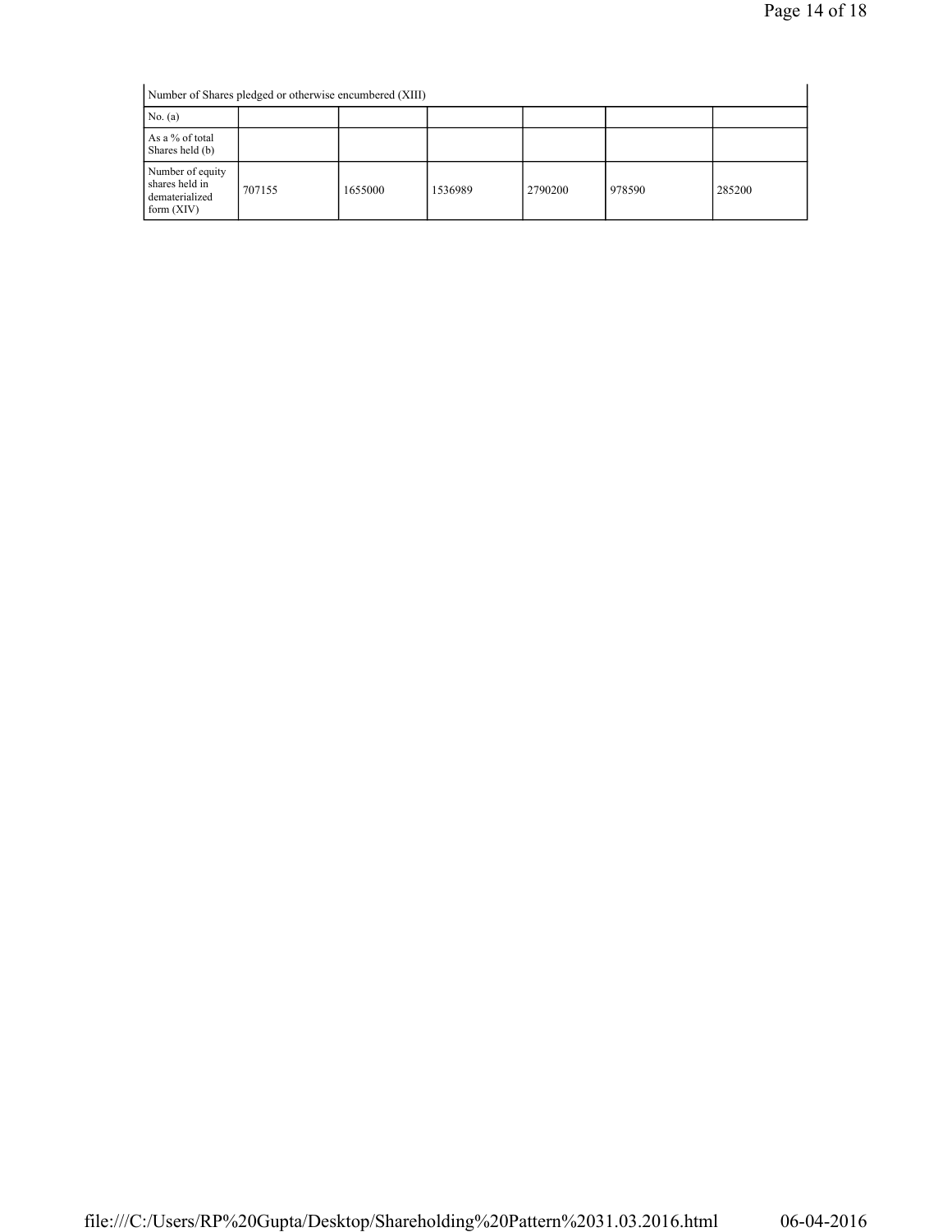| Number of Shares pledged or otherwise encumbered (XIII) | | | | | | |
|---|---|---|---|---|---|---|
| No. (a) | | | | | | |
| As a % of total Shares held (b) | | | | | | |
| Number of equity shares held in dematerialized form (XIV) | 707155 | 1655000 | 1536989 | 2790200 | 978590 | 285200 |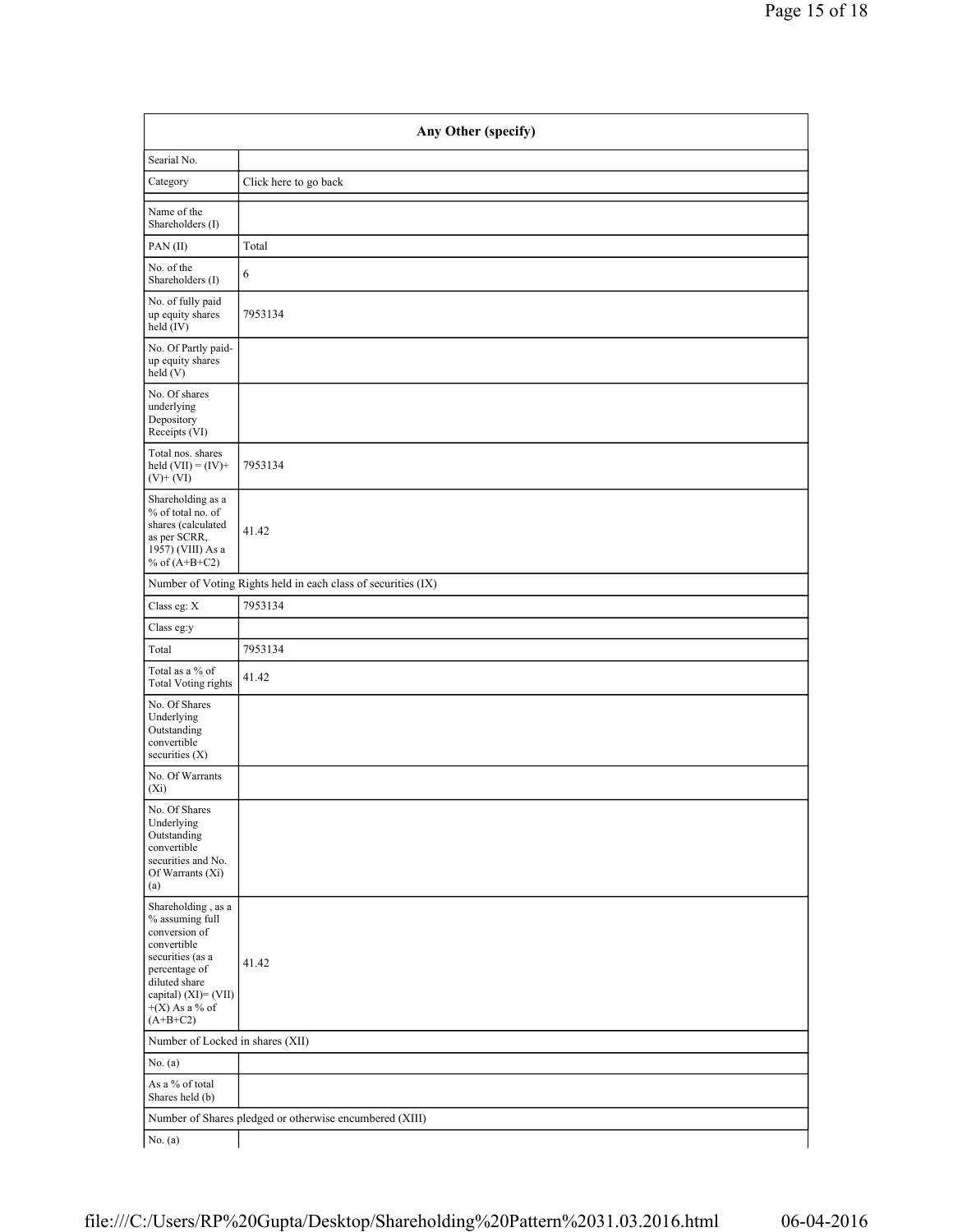| Any Other (specify) | |
|---|---|
| Searial No. | |
| Category | Click here to go back |
| Name of the Shareholders (I) | |
| PAN (II) | Total |
| No. of the Shareholders (I) | 6 |
| No. of fully paid up equity shares held (IV) | 7953134 |
| No. Of Partly paid-up equity shares held (V) | |
| No. Of shares underlying Depository Receipts (VI) | |
| Total nos. shares held (VII) = (IV)+ (V)+ (VI) | 7953134 |
| Shareholding as a % of total no. of shares (calculated as per SCRR, 1957) (VIII) As a % of (A+B+C2) | 41.42 |
| Number of Voting Rights held in each class of securities (IX) | |
| Class eg: X | 7953134 |
| Class eg:y | |
| Total | 7953134 |
| Total as a % of Total Voting rights | 41.42 |
| No. Of Shares Underlying Outstanding convertible securities (X) | |
| No. Of Warrants (Xi) | |
| No. Of Shares Underlying Outstanding convertible securities and No. Of Warrants (Xi) (a) | |
| Shareholding , as a % assuming full conversion of convertible securities (as a percentage of diluted share capital) (XI)= (VII)+(X) As a % of (A+B+C2) | 41.42 |
| Number of Locked in shares (XII) | |
| No. (a) | |
| As a % of total Shares held (b) | |
| Number of Shares pledged or otherwise encumbered (XIII) | |
| No. (a) | |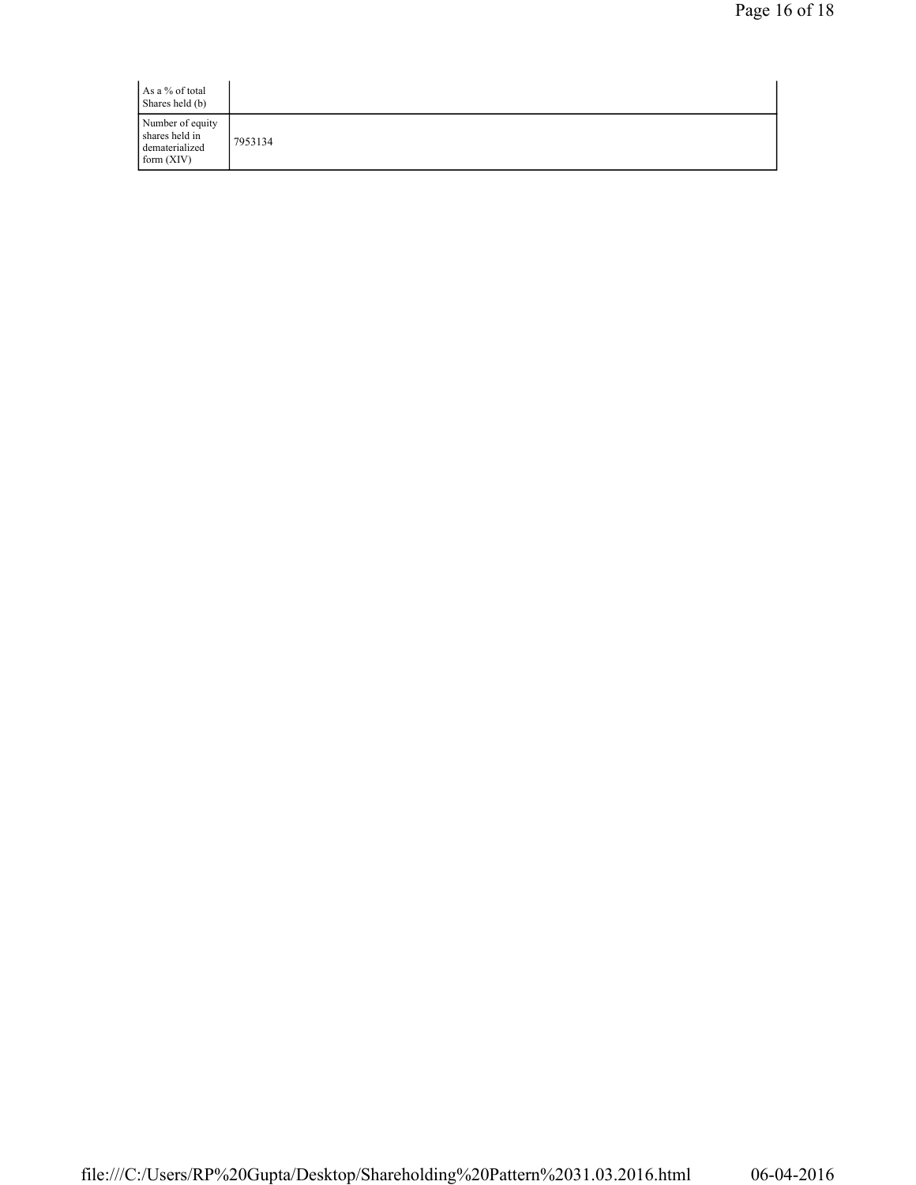| | |
|---|---|
| As a % of total Shares held (b) | |
| Number of equity shares held in dematerialized form (XIV) | 7953134 |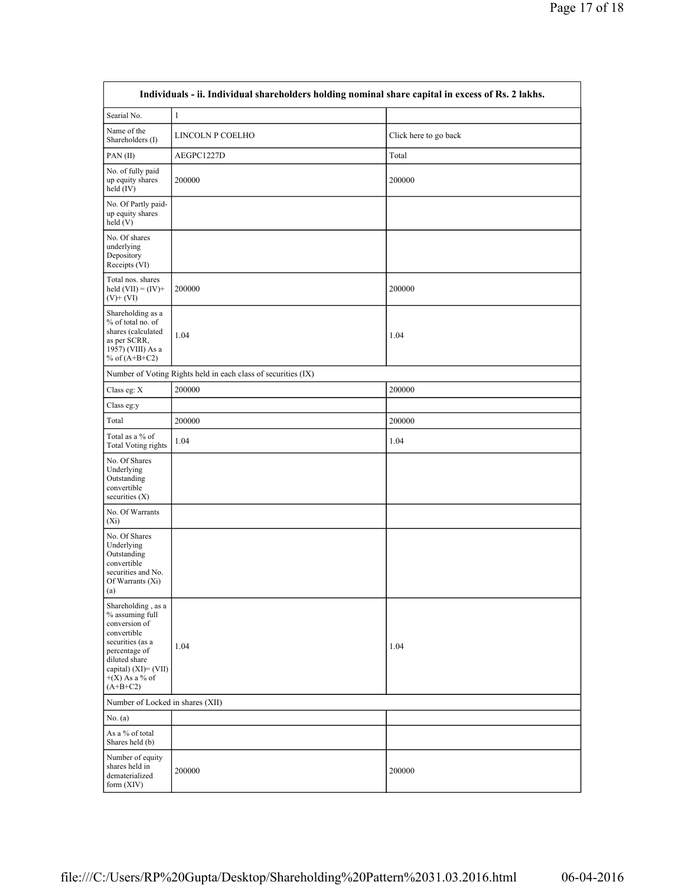| Individuals - ii. Individual shareholders holding nominal share capital in excess of Rs. 2 lakhs. | | |
|---|---|---|
| Searial No. | 1 | |
| Name of the Shareholders (I) | LINCOLN P COELHO | Click here to go back |
| PAN (II) | AEGPC1227D | Total |
| No. of fully paid up equity shares held (IV) | 200000 | 200000 |
| No. Of Partly paid-up equity shares held (V) | | |
| No. Of shares underlying Depository Receipts (VI) | | |
| Total nos. shares held (VII) = (IV)+ (V)+ (VI) | 200000 | 200000 |
| Shareholding as a % of total no. of shares (calculated as per SCRR, 1957) (VIII) As a % of (A+B+C2) | 1.04 | 1.04 |
| Number of Voting Rights held in each class of securities (IX) | | |
| Class eg: X | 200000 | 200000 |
| Class eg:y | | |
| Total | 200000 | 200000 |
| Total as a % of Total Voting rights | 1.04 | 1.04 |
| No. Of Shares Underlying Outstanding convertible securities (X) | | |
| No. Of Warrants (Xi) | | |
| No. Of Shares Underlying Outstanding convertible securities and No. Of Warrants (Xi) (a) | | |
| Shareholding , as a % assuming full conversion of convertible securities (as a percentage of diluted share capital) (XI)= (VII) +(X) As a % of (A+B+C2) | 1.04 | 1.04 |
| Number of Locked in shares (XII) | | |
| No. (a) | | |
| As a % of total Shares held (b) | | |
| Number of equity shares held in dematerialized form (XIV) | 200000 | 200000 |